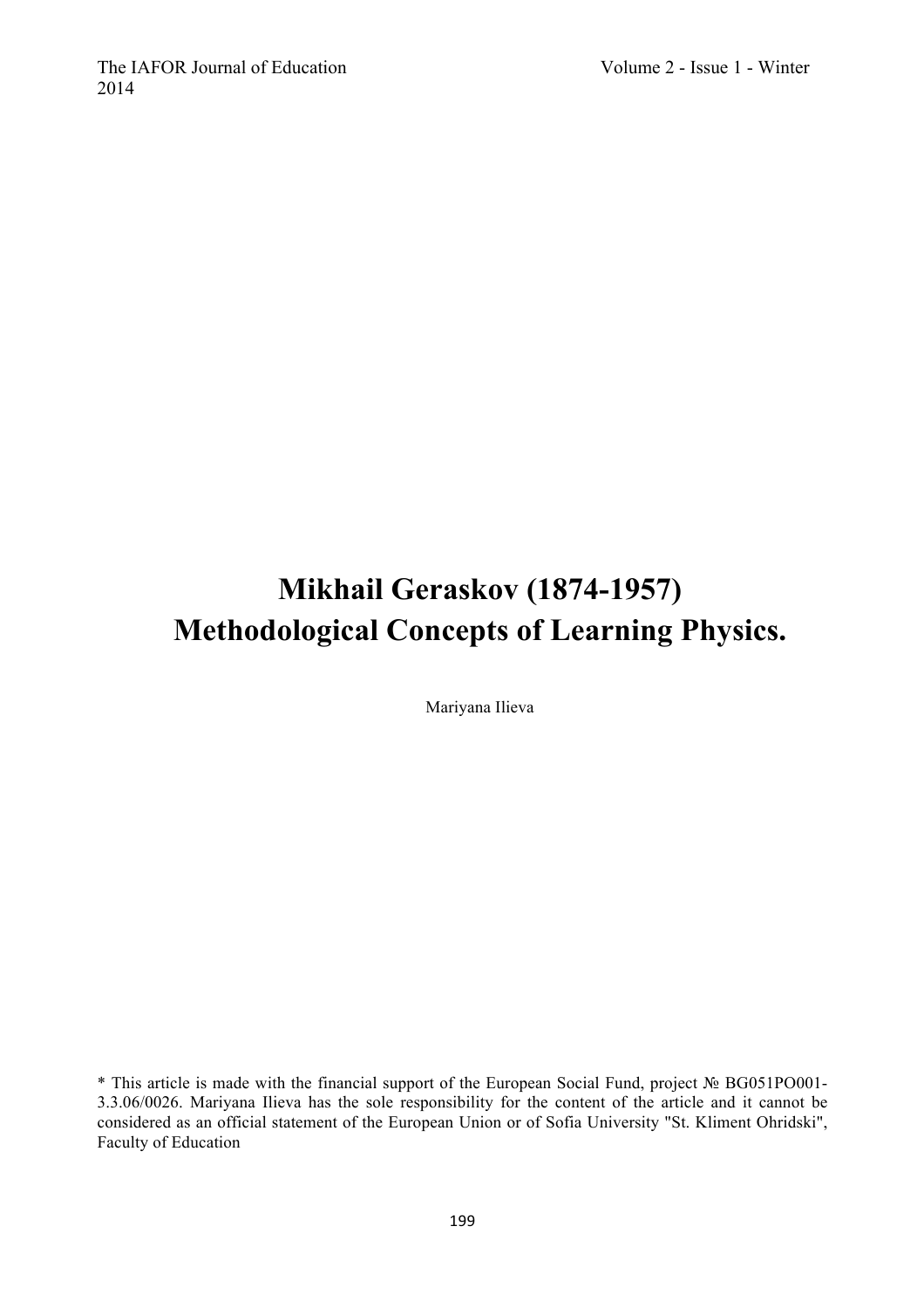# Mikhail Geraskov (1874-1957) Methodological Concepts of Learning Physics.

Mariyana Ilieva

* This article is made with the financial support of the European Social Fund, project № BG051PO001-3.3.06/0026. Mariyana Ilieva has the sole responsibility for the content of the article and it cannot be considered as an official statement of the European Union or of Sofia University "St. Kliment Ohridski", Faculty of Education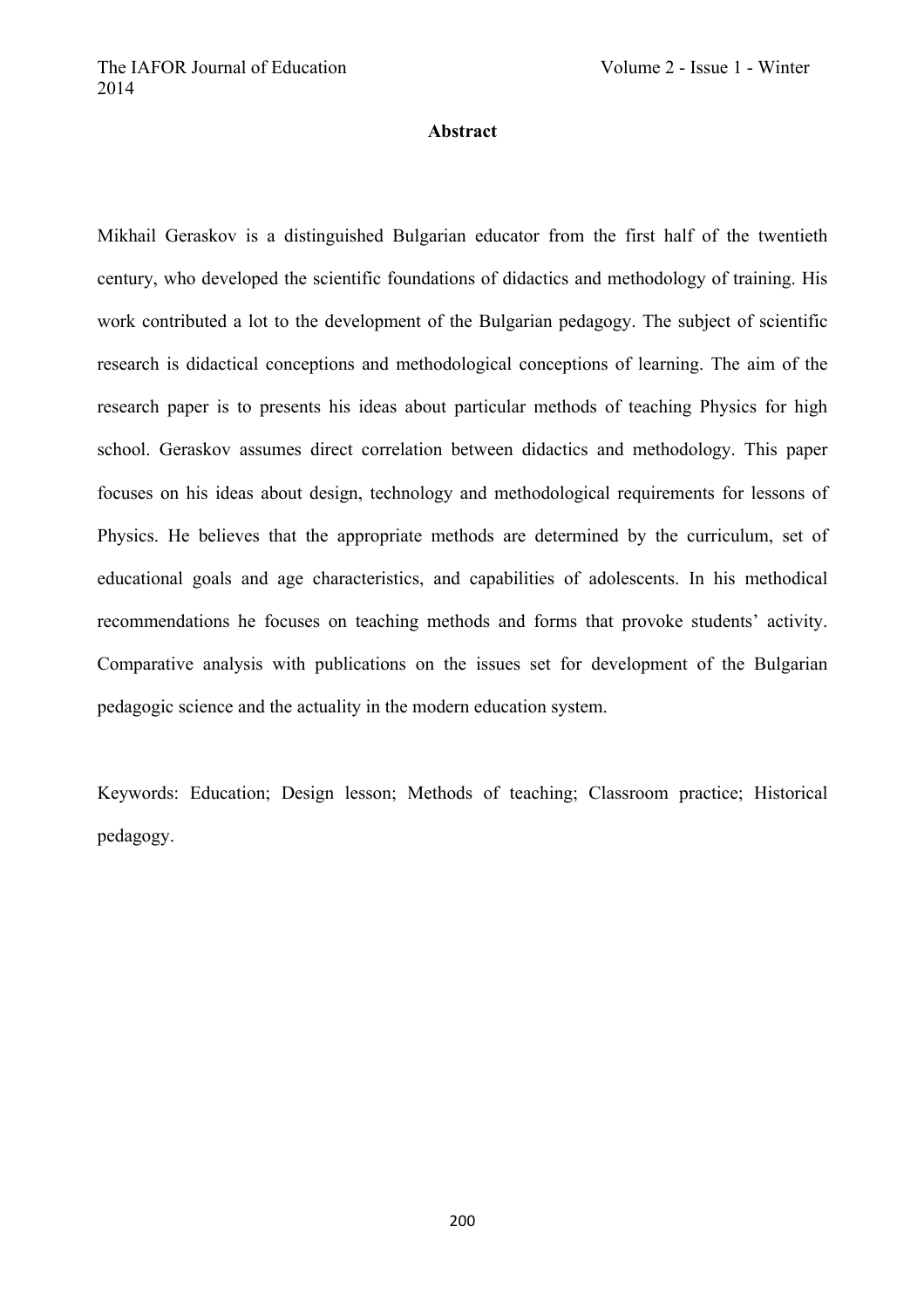**Abstract**

Mikhail Geraskov is a distinguished Bulgarian educator from the first half of the twentieth century, who developed the scientific foundations of didactics and methodology of training. His work contributed a lot to the development of the Bulgarian pedagogy. The subject of scientific research is didactical conceptions and methodological conceptions of learning. The aim of the research paper is to presents his ideas about particular methods of teaching Physics for high school. Geraskov assumes direct correlation between didactics and methodology. This paper focuses on his ideas about design, technology and methodological requirements for lessons of Physics. He believes that the appropriate methods are determined by the curriculum, set of educational goals and age characteristics, and capabilities of adolescents. In his methodical recommendations he focuses on teaching methods and forms that provoke students' activity. Comparative analysis with publications on the issues set for development of the Bulgarian pedagogic science and the actuality in the modern education system.

Keywords: Education; Design lesson; Methods of teaching; Classroom practice; Historical pedagogy.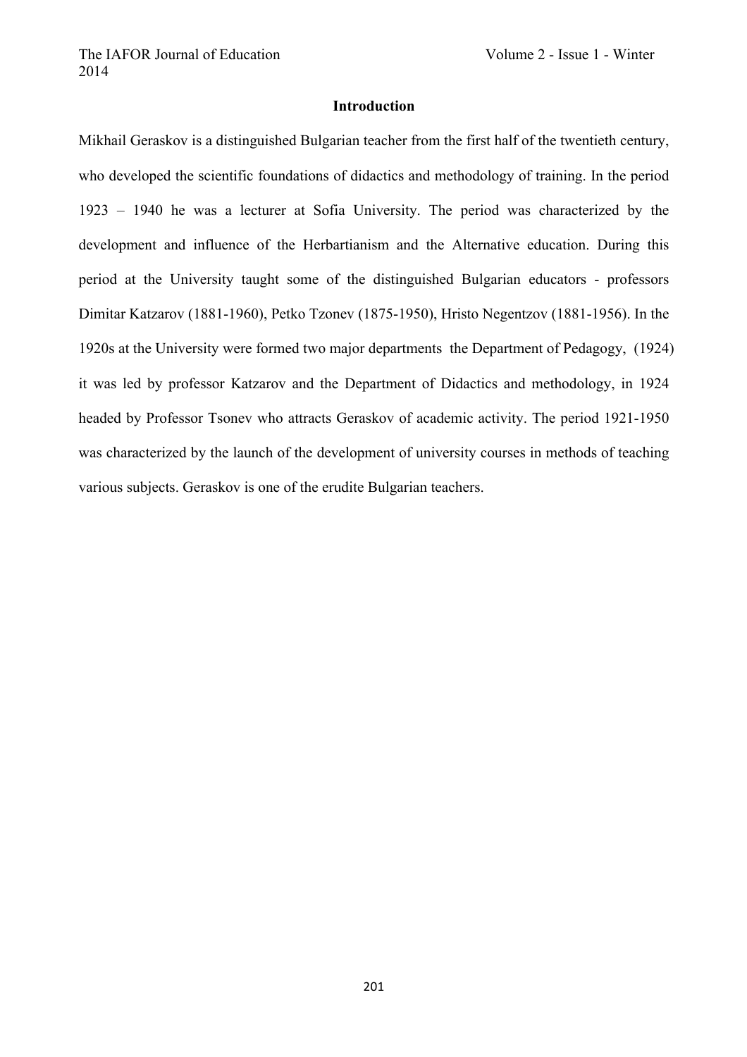## Introduction

Mikhail Geraskov is a distinguished Bulgarian teacher from the first half of the twentieth century, who developed the scientific foundations of didactics and methodology of training. In the period 1923 – 1940 he was a lecturer at Sofia University. The period was characterized by the development and influence of the Herbartianism and the Alternative education. During this period at the University taught some of the distinguished Bulgarian educators - professors Dimitar Katzarov (1881-1960), Petko Tzonev (1875-1950), Hristo Negentzov (1881-1956). In the 1920s at the University were formed two major departments the Department of Pedagogy, (1924) it was led by professor Katzarov and the Department of Didactics and methodology, in 1924 headed by Professor Tsonev who attracts Geraskov of academic activity. The period 1921-1950 was characterized by the launch of the development of university courses in methods of teaching various subjects. Geraskov is one of the erudite Bulgarian teachers.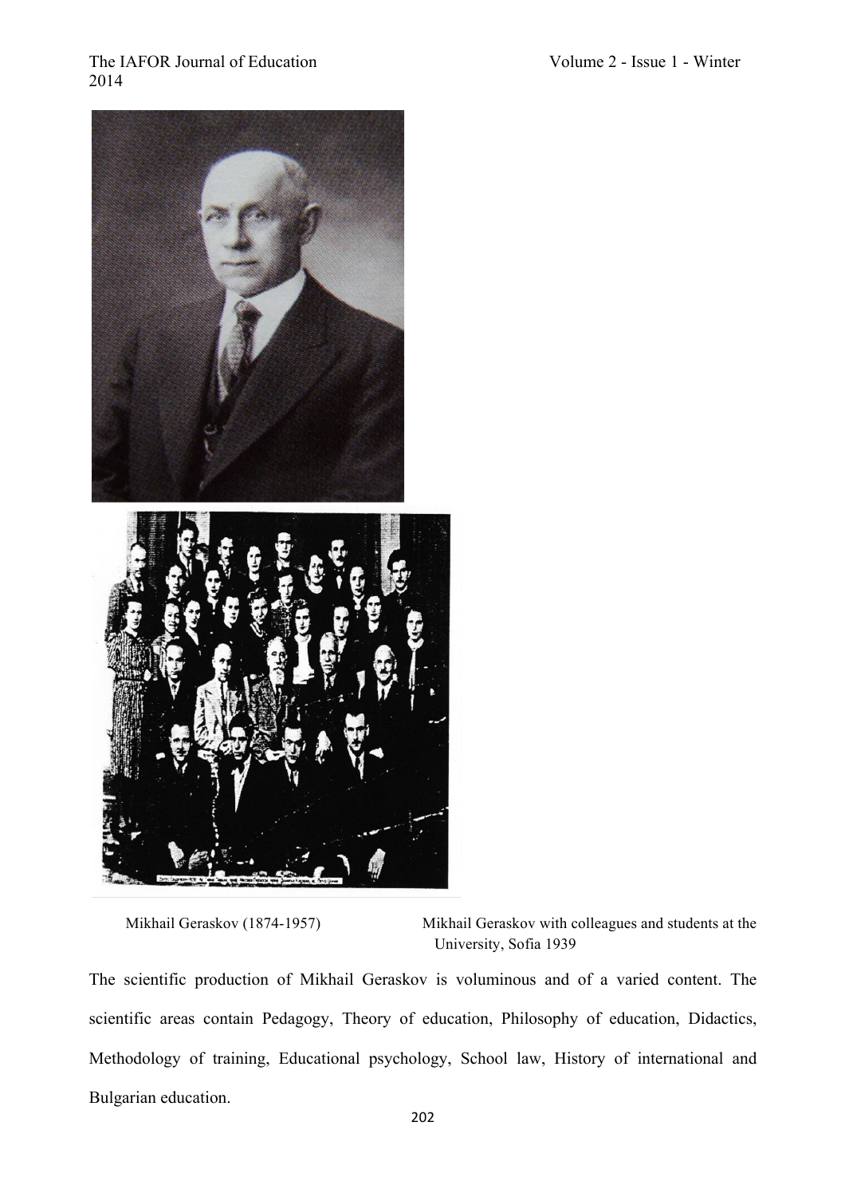Mikhail Geraskov (1874-1957)

Mikhail Geraskov with colleagues and students at the University, Sofia 1939

The scientific production of Mikhail Geraskov is voluminous and of a varied content. The scientific areas contain Pedagogy, Theory of education, Philosophy of education, Didactics, Methodology of training, Educational psychology, School law, History of international and Bulgarian education.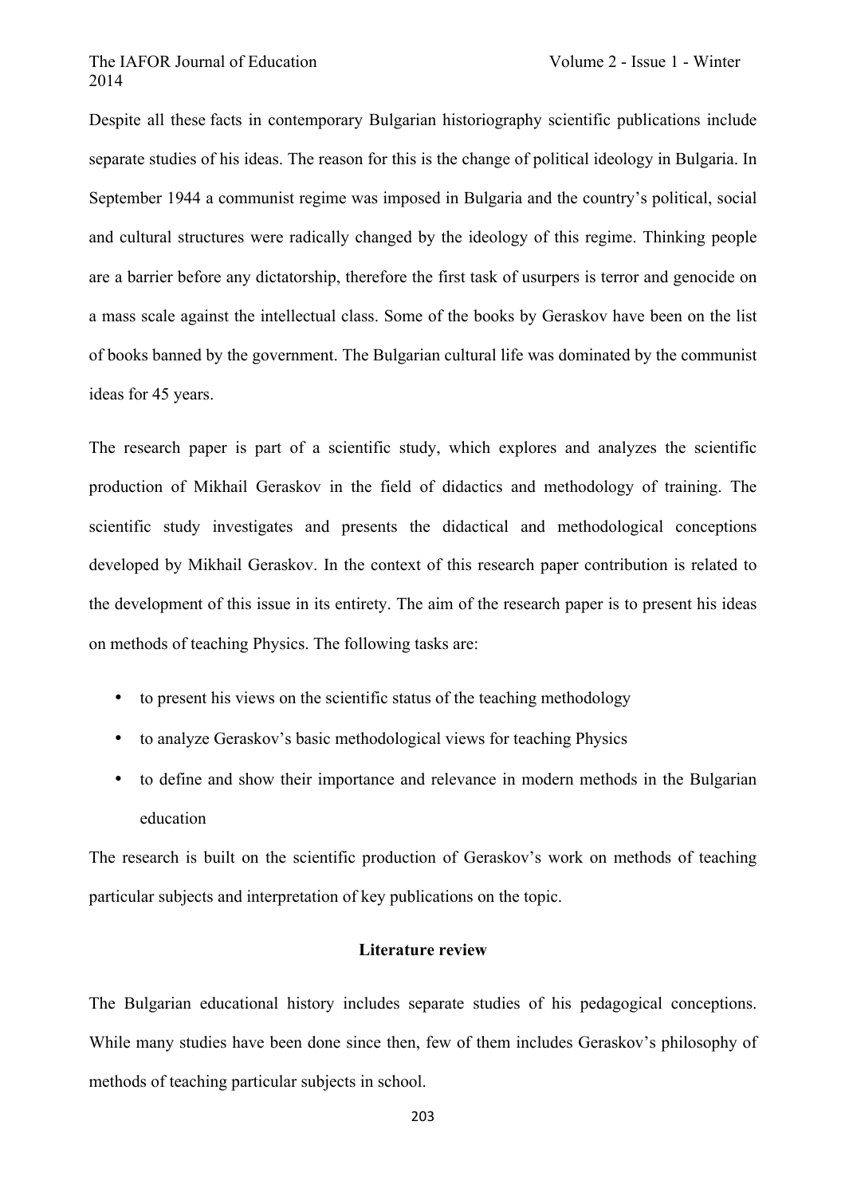Despite all these facts in contemporary Bulgarian historiography scientific publications include separate studies of his ideas. The reason for this is the change of political ideology in Bulgaria. In September 1944 a communist regime was imposed in Bulgaria and the country's political, social and cultural structures were radically changed by the ideology of this regime. Thinking people are a barrier before any dictatorship, therefore the first task of usurpers is terror and genocide on a mass scale against the intellectual class. Some of the books by Geraskov have been on the list of books banned by the government. The Bulgarian cultural life was dominated by the communist ideas for 45 years.

The research paper is part of a scientific study, which explores and analyzes the scientific production of Mikhail Geraskov in the field of didactics and methodology of training. The scientific study investigates and presents the didactical and methodological conceptions developed by Mikhail Geraskov. In the context of this research paper contribution is related to the development of this issue in its entirety. The aim of the research paper is to present his ideas on methods of teaching Physics. The following tasks are:

- to present his views on the scientific status of the teaching methodology
- to analyze Geraskov's basic methodological views for teaching Physics
- to define and show their importance and relevance in modern methods in the Bulgarian education

The research is built on the scientific production of Geraskov's work on methods of teaching particular subjects and interpretation of key publications on the topic.

## Literature review

The Bulgarian educational history includes separate studies of his pedagogical conceptions. While many studies have been done since then, few of them includes Geraskov's philosophy of methods of teaching particular subjects in school.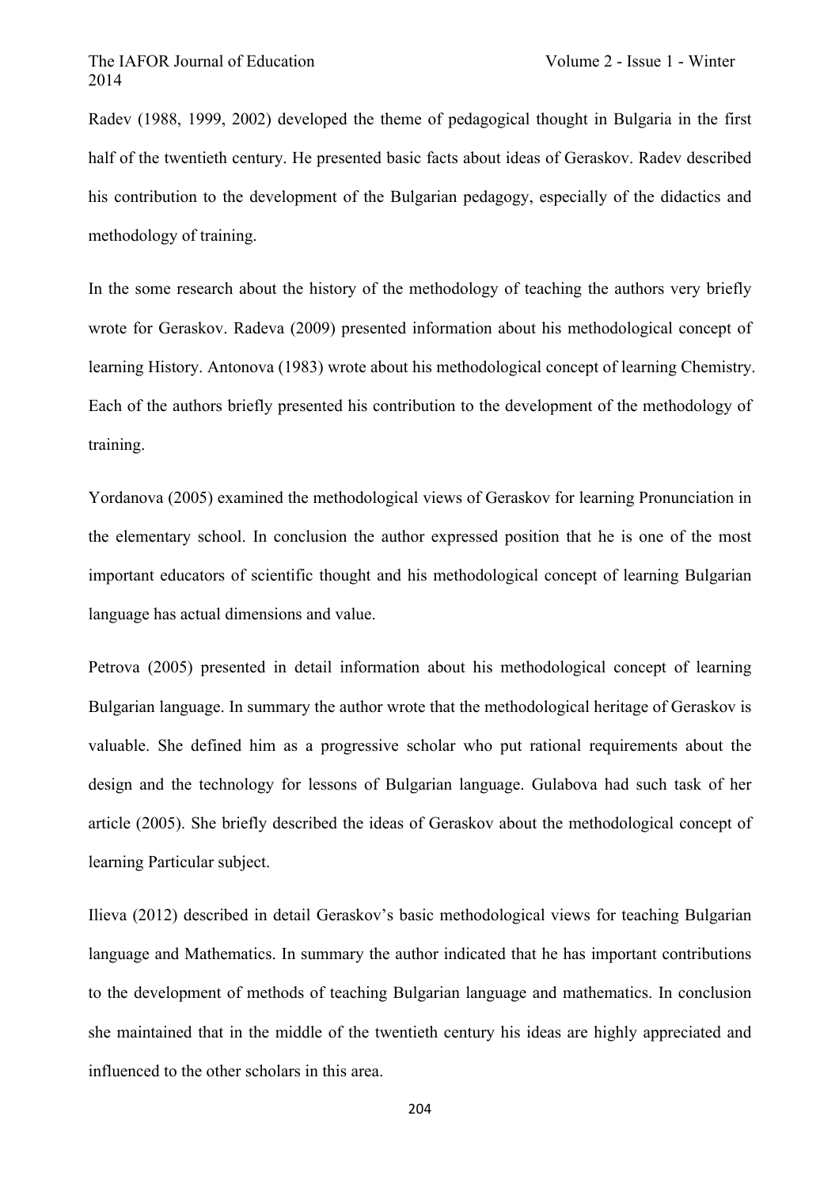Radev (1988, 1999, 2002) developed the theme of pedagogical thought in Bulgaria in the first half of the twentieth century. He presented basic facts about ideas of Geraskov. Radev described his contribution to the development of the Bulgarian pedagogy, especially of the didactics and methodology of training.

In the some research about the history of the methodology of teaching the authors very briefly wrote for Geraskov. Radeva (2009) presented information about his methodological concept of learning History. Antonova (1983) wrote about his methodological concept of learning Chemistry. Each of the authors briefly presented his contribution to the development of the methodology of training.

Yordanova (2005) examined the methodological views of Geraskov for learning Pronunciation in the elementary school. In conclusion the author expressed position that he is one of the most important educators of scientific thought and his methodological concept of learning Bulgarian language has actual dimensions and value.

Petrova (2005) presented in detail information about his methodological concept of learning Bulgarian language. In summary the author wrote that the methodological heritage of Geraskov is valuable. She defined him as a progressive scholar who put rational requirements about the design and the technology for lessons of Bulgarian language. Gulabova had such task of her article (2005). She briefly described the ideas of Geraskov about the methodological concept of learning Particular subject.

Ilieva (2012) described in detail Geraskov's basic methodological views for teaching Bulgarian language and Mathematics. In summary the author indicated that he has important contributions to the development of methods of teaching Bulgarian language and mathematics. In conclusion she maintained that in the middle of the twentieth century his ideas are highly appreciated and influenced to the other scholars in this area.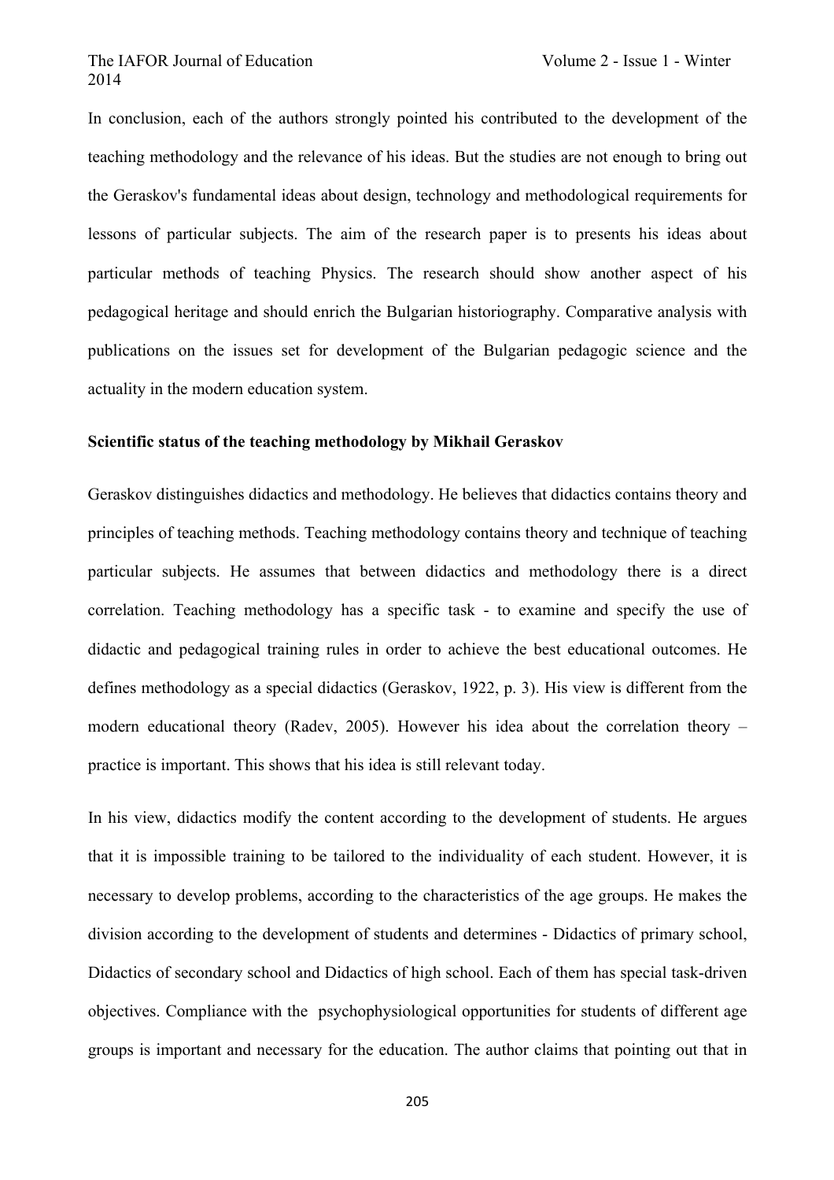In conclusion, each of the authors strongly pointed his contributed to the development of the teaching methodology and the relevance of his ideas. But the studies are not enough to bring out the Geraskov's fundamental ideas about design, technology and methodological requirements for lessons of particular subjects. The aim of the research paper is to presents his ideas about particular methods of teaching Physics. The research should show another aspect of his pedagogical heritage and should enrich the Bulgarian historiography. Comparative analysis with publications on the issues set for development of the Bulgarian pedagogic science and the actuality in the modern education system.

**Scientific status of the teaching methodology by Mikhail Geraskov**

Geraskov distinguishes didactics and methodology. He believes that didactics contains theory and principles of teaching methods. Teaching methodology contains theory and technique of teaching particular subjects. He assumes that between didactics and methodology there is a direct correlation. Teaching methodology has a specific task - to examine and specify the use of didactic and pedagogical training rules in order to achieve the best educational outcomes. He defines methodology as a special didactics (Geraskov, 1922, p. 3). His view is different from the modern educational theory (Radev, 2005). However his idea about the correlation theory – practice is important. This shows that his idea is still relevant today.

In his view, didactics modify the content according to the development of students. He argues that it is impossible training to be tailored to the individuality of each student. However, it is necessary to develop problems, according to the characteristics of the age groups. He makes the division according to the development of students and determines - Didactics of primary school, Didactics of secondary school and Didactics of high school. Each of them has special task-driven objectives. Compliance with the psychophysiological opportunities for students of different age groups is important and necessary for the education. The author claims that pointing out that in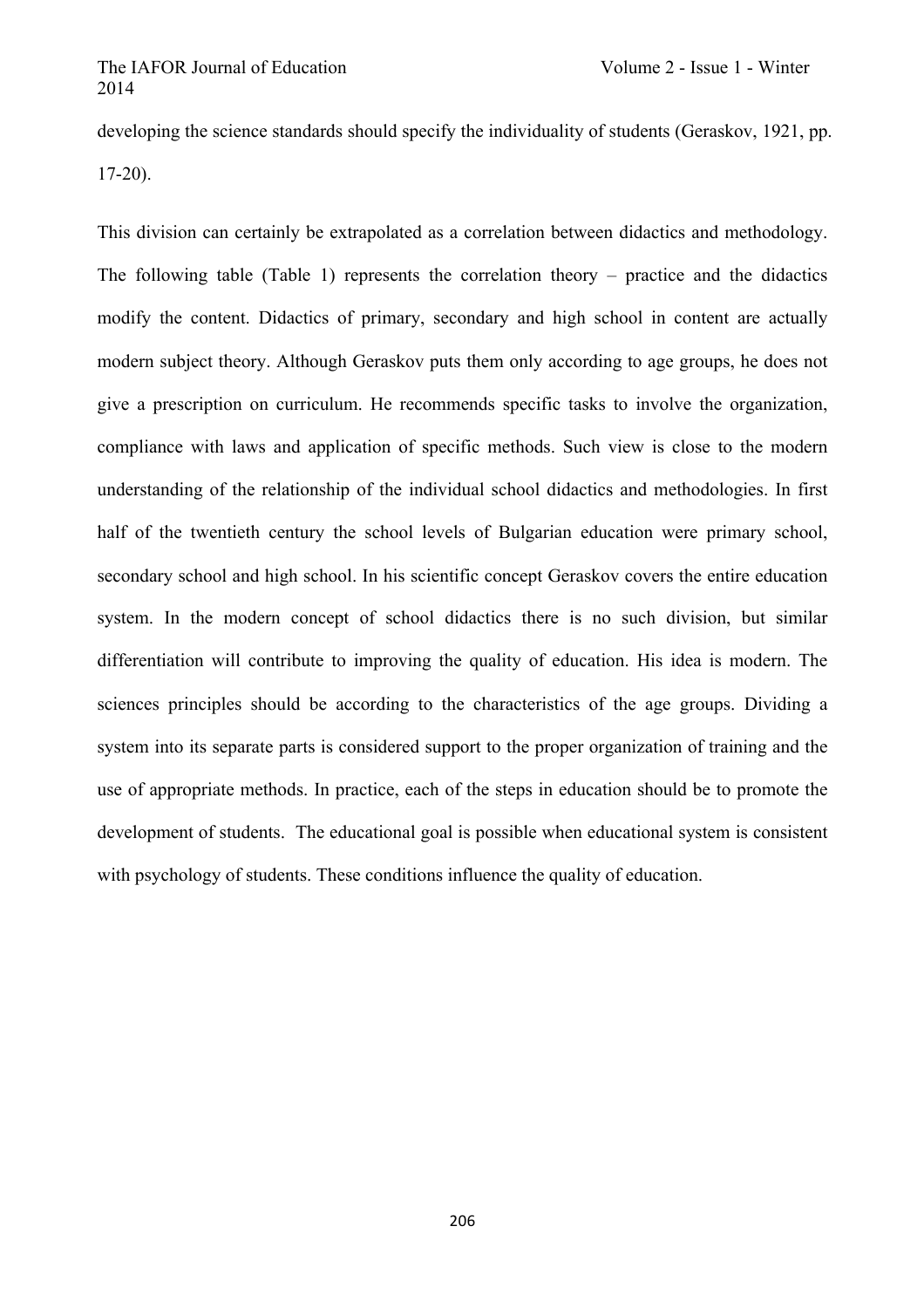developing the science standards should specify the individuality of students (Geraskov, 1921, pp. 17-20).

This division can certainly be extrapolated as a correlation between didactics and methodology. The following table (Table 1) represents the correlation theory – practice and the didactics modify the content. Didactics of primary, secondary and high school in content are actually modern subject theory. Although Geraskov puts them only according to age groups, he does not give a prescription on curriculum. He recommends specific tasks to involve the organization, compliance with laws and application of specific methods. Such view is close to the modern understanding of the relationship of the individual school didactics and methodologies. In first half of the twentieth century the school levels of Bulgarian education were primary school, secondary school and high school. In his scientific concept Geraskov covers the entire education system. In the modern concept of school didactics there is no such division, but similar differentiation will contribute to improving the quality of education. His idea is modern. The sciences principles should be according to the characteristics of the age groups. Dividing a system into its separate parts is considered support to the proper organization of training and the use of appropriate methods. In practice, each of the steps in education should be to promote the development of students. The educational goal is possible when educational system is consistent with psychology of students. These conditions influence the quality of education.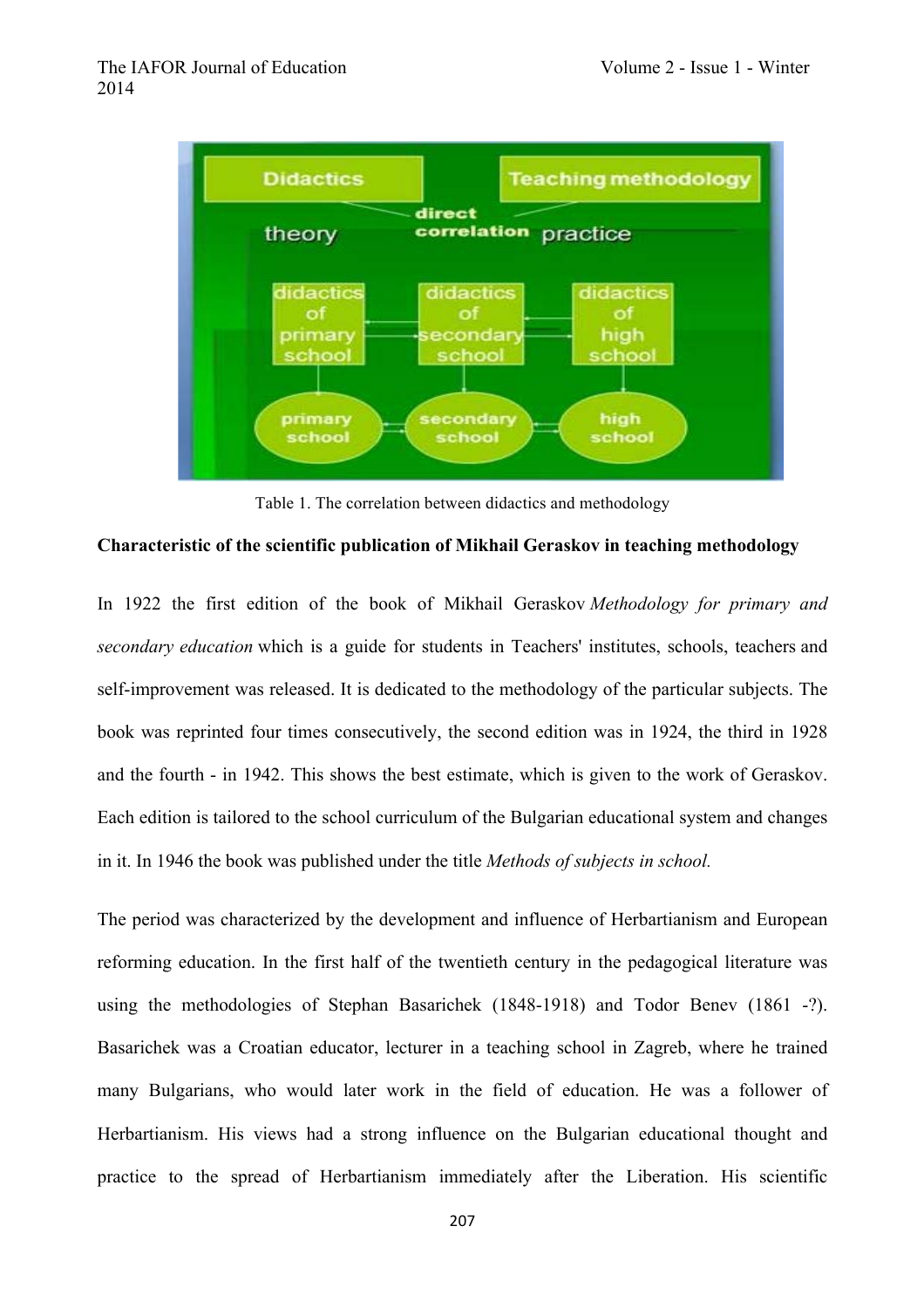Table 1. The correlation between didactics and methodology

**Characteristic of the scientific publication of Mikhail Geraskov in teaching methodology**

In 1922 the first edition of the book of Mikhail Geraskov *Methodology for primary and secondary education* which is a guide for students in Teachers' institutes, schools, teachers and self-improvement was released. It is dedicated to the methodology of the particular subjects. The book was reprinted four times consecutively, the second edition was in 1924, the third in 1928 and the fourth - in 1942. This shows the best estimate, which is given to the work of Geraskov. Each edition is tailored to the school curriculum of the Bulgarian educational system and changes in it. In 1946 the book was published under the title *Methods of subjects in school.*

The period was characterized by the development and influence of Herbartianism and European reforming education. In the first half of the twentieth century in the pedagogical literature was using the methodologies of Stephan Basarichek (1848-1918) and Todor Benev (1861 -?). Basarichek was a Croatian educator, lecturer in a teaching school in Zagreb, where he trained many Bulgarians, who would later work in the field of education. He was a follower of Herbartianism. His views had a strong influence on the Bulgarian educational thought and practice to the spread of Herbartianism immediately after the Liberation. His scientific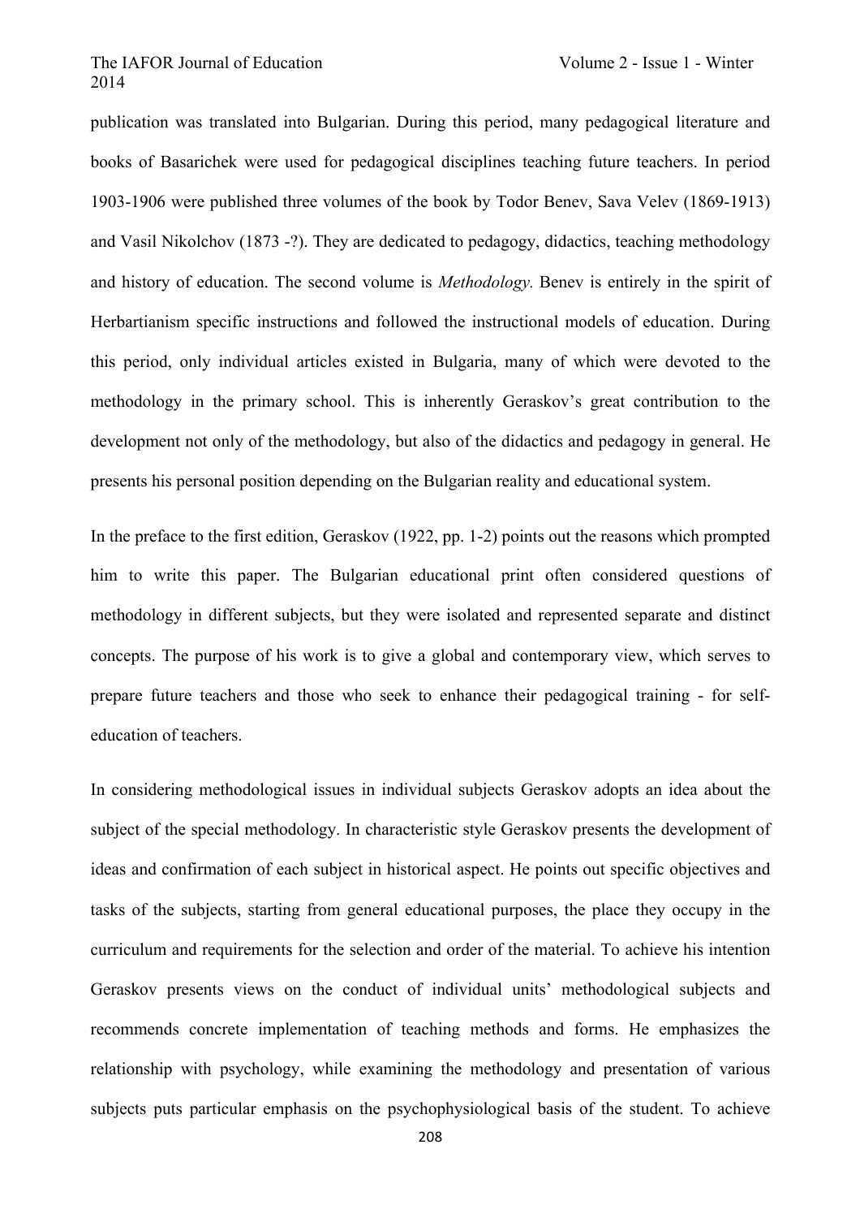publication was translated into Bulgarian. During this period, many pedagogical literature and books of Basarichek were used for pedagogical disciplines teaching future teachers. In period 1903-1906 were published three volumes of the book by Todor Benev, Sava Velev (1869-1913) and Vasil Nikolchov (1873 -?). They are dedicated to pedagogy, didactics, teaching methodology and history of education. The second volume is *Methodology.* Benev is entirely in the spirit of Herbartianism specific instructions and followed the instructional models of education. During this period, only individual articles existed in Bulgaria, many of which were devoted to the methodology in the primary school. This is inherently Geraskov's great contribution to the development not only of the methodology, but also of the didactics and pedagogy in general. He presents his personal position depending on the Bulgarian reality and educational system.

In the preface to the first edition, Geraskov (1922, pp. 1-2) points out the reasons which prompted him to write this paper. The Bulgarian educational print often considered questions of methodology in different subjects, but they were isolated and represented separate and distinct concepts. The purpose of his work is to give a global and contemporary view, which serves to prepare future teachers and those who seek to enhance their pedagogical training - for self-education of teachers.

In considering methodological issues in individual subjects Geraskov adopts an idea about the subject of the special methodology. In characteristic style Geraskov presents the development of ideas and confirmation of each subject in historical aspect. He points out specific objectives and tasks of the subjects, starting from general educational purposes, the place they occupy in the curriculum and requirements for the selection and order of the material. To achieve his intention Geraskov presents views on the conduct of individual units' methodological subjects and recommends concrete implementation of teaching methods and forms. He emphasizes the relationship with psychology, while examining the methodology and presentation of various subjects puts particular emphasis on the psychophysiological basis of the student. To achieve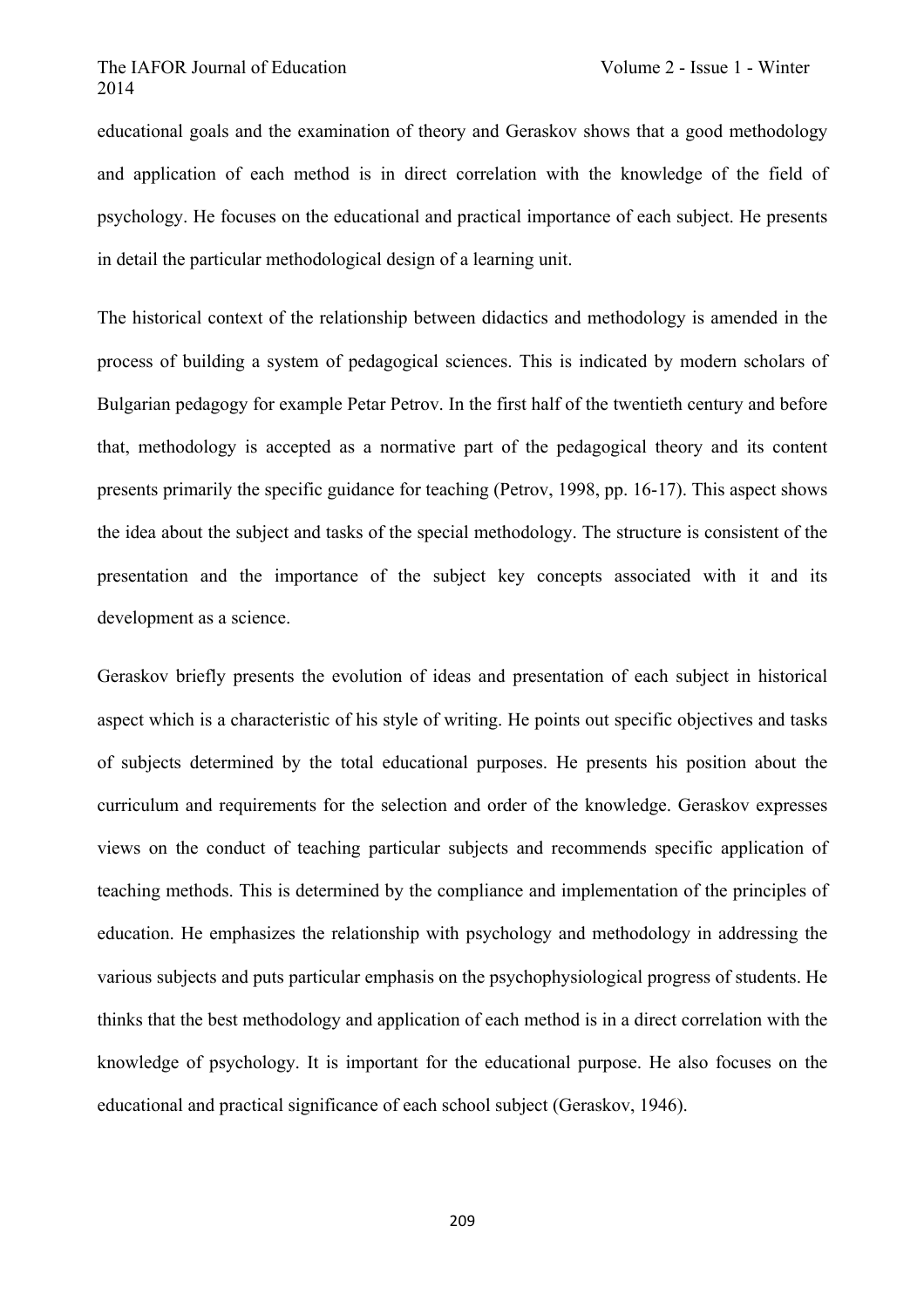educational goals and the examination of theory and Geraskov shows that a good methodology and application of each method is in direct correlation with the knowledge of the field of psychology. He focuses on the educational and practical importance of each subject. He presents in detail the particular methodological design of a learning unit.

The historical context of the relationship between didactics and methodology is amended in the process of building a system of pedagogical sciences. This is indicated by modern scholars of Bulgarian pedagogy for example Petar Petrov. In the first half of the twentieth century and before that, methodology is accepted as a normative part of the pedagogical theory and its content presents primarily the specific guidance for teaching (Petrov, 1998, pp. 16-17). This aspect shows the idea about the subject and tasks of the special methodology. The structure is consistent of the presentation and the importance of the subject key concepts associated with it and its development as a science.

Geraskov briefly presents the evolution of ideas and presentation of each subject in historical aspect which is a characteristic of his style of writing. He points out specific objectives and tasks of subjects determined by the total educational purposes. He presents his position about the curriculum and requirements for the selection and order of the knowledge. Geraskov expresses views on the conduct of teaching particular subjects and recommends specific application of teaching methods. This is determined by the compliance and implementation of the principles of education. He emphasizes the relationship with psychology and methodology in addressing the various subjects and puts particular emphasis on the psychophysiological progress of students. He thinks that the best methodology and application of each method is in a direct correlation with the knowledge of psychology. It is important for the educational purpose. He also focuses on the educational and practical significance of each school subject (Geraskov, 1946).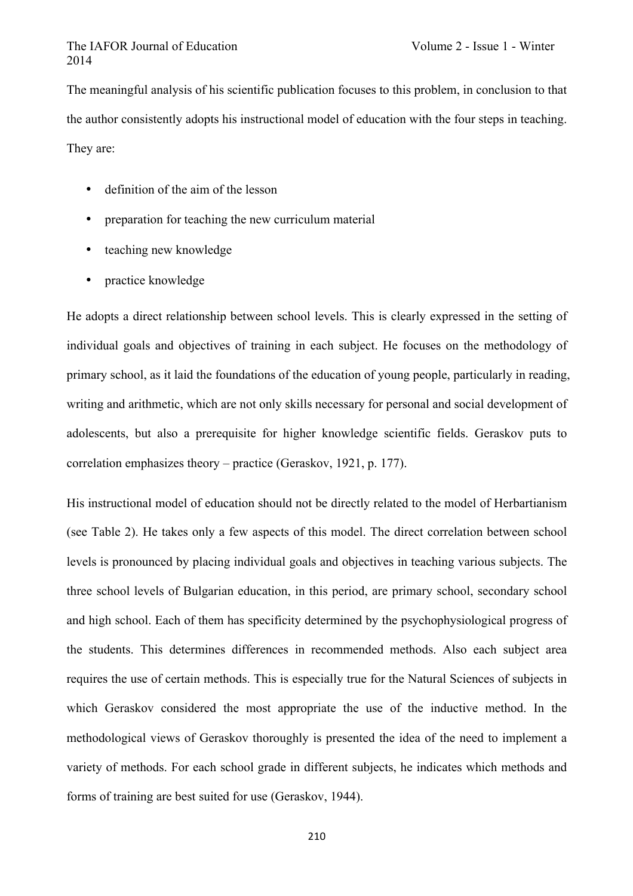The meaningful analysis of his scientific publication focuses to this problem, in conclusion to that the author consistently adopts his instructional model of education with the four steps in teaching. They are:

- definition of the aim of the lesson
- preparation for teaching the new curriculum material
- teaching new knowledge
- practice knowledge

He adopts a direct relationship between school levels. This is clearly expressed in the setting of individual goals and objectives of training in each subject. He focuses on the methodology of primary school, as it laid the foundations of the education of young people, particularly in reading, writing and arithmetic, which are not only skills necessary for personal and social development of adolescents, but also a prerequisite for higher knowledge scientific fields. Geraskov puts to correlation emphasizes theory – practice (Geraskov, 1921, p. 177).

His instructional model of education should not be directly related to the model of Herbartianism (see Table 2). He takes only a few aspects of this model. The direct correlation between school levels is pronounced by placing individual goals and objectives in teaching various subjects. The three school levels of Bulgarian education, in this period, are primary school, secondary school and high school. Each of them has specificity determined by the psychophysiological progress of the students. This determines differences in recommended methods. Also each subject area requires the use of certain methods. This is especially true for the Natural Sciences of subjects in which Geraskov considered the most appropriate the use of the inductive method. In the methodological views of Geraskov thoroughly is presented the idea of the need to implement a variety of methods. For each school grade in different subjects, he indicates which methods and forms of training are best suited for use (Geraskov, 1944).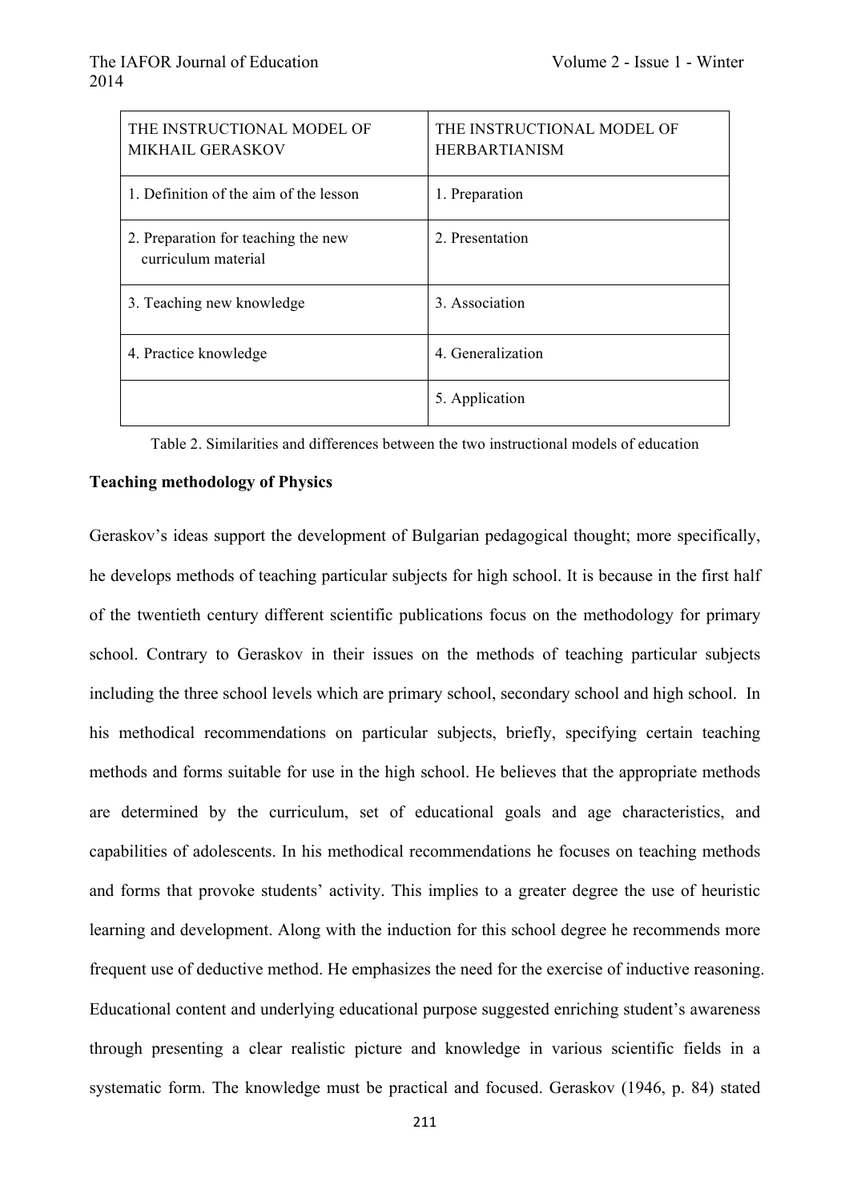| THE INSTRUCTIONAL MODEL OF MIKHAIL GERASKOV | THE INSTRUCTIONAL MODEL OF HERBARTIANISM |
| --- | --- |
| 1. Definition of the aim of the lesson | 1. Preparation |
| 2. Preparation for teaching the new curriculum material | 2. Presentation |
| 3. Teaching new knowledge | 3. Association |
| 4. Practice knowledge | 4. Generalization |
| | 5. Application |

Table 2. Similarities and differences between the two instructional models of education

**Teaching methodology of Physics**

Geraskov's ideas support the development of Bulgarian pedagogical thought; more specifically, he develops methods of teaching particular subjects for high school. It is because in the first half of the twentieth century different scientific publications focus on the methodology for primary school. Contrary to Geraskov in their issues on the methods of teaching particular subjects including the three school levels which are primary school, secondary school and high school. In his methodical recommendations on particular subjects, briefly, specifying certain teaching methods and forms suitable for use in the high school. He believes that the appropriate methods are determined by the curriculum, set of educational goals and age characteristics, and capabilities of adolescents. In his methodical recommendations he focuses on teaching methods and forms that provoke students' activity. This implies to a greater degree the use of heuristic learning and development. Along with the induction for this school degree he recommends more frequent use of deductive method. He emphasizes the need for the exercise of inductive reasoning. Educational content and underlying educational purpose suggested enriching student's awareness through presenting a clear realistic picture and knowledge in various scientific fields in a systematic form. The knowledge must be practical and focused. Geraskov (1946, p. 84) stated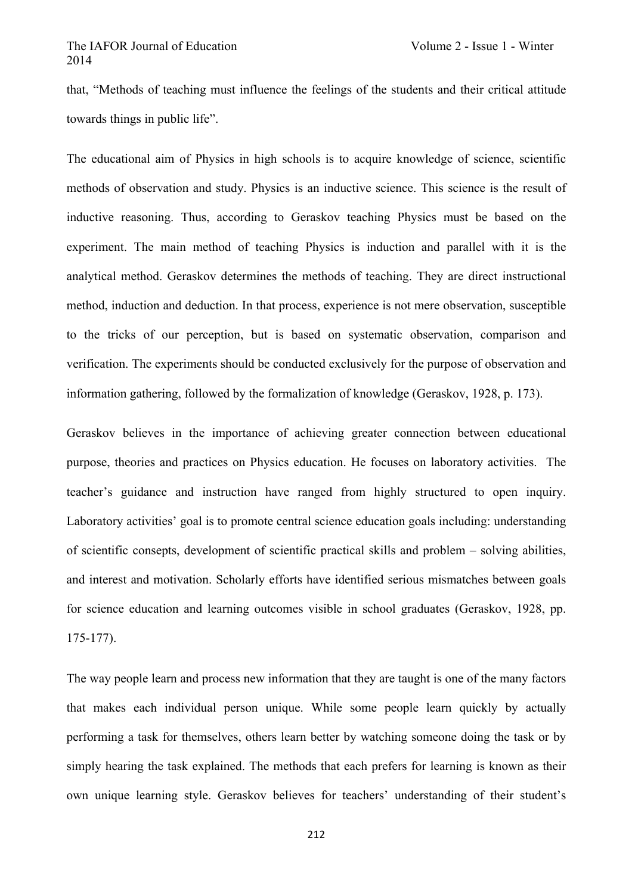that, "Methods of teaching must influence the feelings of the students and their critical attitude towards things in public life".

The educational aim of Physics in high schools is to acquire knowledge of science, scientific methods of observation and study. Physics is an inductive science. This science is the result of inductive reasoning. Thus, according to Geraskov teaching Physics must be based on the experiment. The main method of teaching Physics is induction and parallel with it is the analytical method. Geraskov determines the methods of teaching. They are direct instructional method, induction and deduction. In that process, experience is not mere observation, susceptible to the tricks of our perception, but is based on systematic observation, comparison and verification. The experiments should be conducted exclusively for the purpose of observation and information gathering, followed by the formalization of knowledge (Geraskov, 1928, p. 173).

Geraskov believes in the importance of achieving greater connection between educational purpose, theories and practices on Physics education. He focuses on laboratory activities. The teacher's guidance and instruction have ranged from highly structured to open inquiry. Laboratory activities' goal is to promote central science education goals including: understanding of scientific consepts, development of scientific practical skills and problem – solving abilities, and interest and motivation. Scholarly efforts have identified serious mismatches between goals for science education and learning outcomes visible in school graduates (Geraskov, 1928, pp. 175-177).

The way people learn and process new information that they are taught is one of the many factors that makes each individual person unique. While some people learn quickly by actually performing a task for themselves, others learn better by watching someone doing the task or by simply hearing the task explained. The methods that each prefers for learning is known as their own unique learning style. Geraskov believes for teachers' understanding of their student's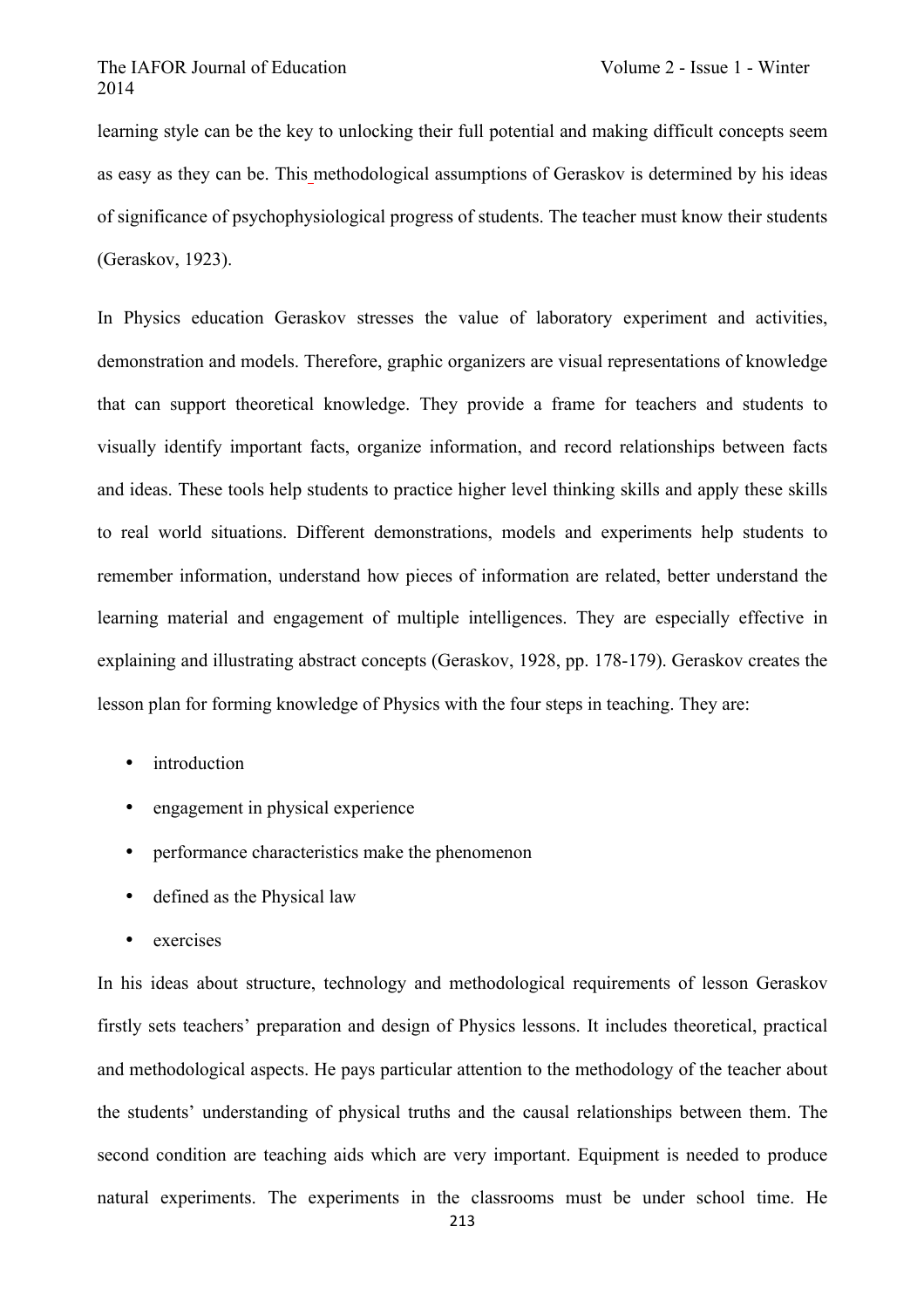learning style can be the key to unlocking their full potential and making difficult concepts seem as easy as they can be. This methodological assumptions of Geraskov is determined by his ideas of significance of psychophysiological progress of students. The teacher must know their students (Geraskov, 1923).

In Physics education Geraskov stresses the value of laboratory experiment and activities, demonstration and models. Therefore, graphic organizers are visual representations of knowledge that can support theoretical knowledge. They provide a frame for teachers and students to visually identify important facts, organize information, and record relationships between facts and ideas. These tools help students to practice higher level thinking skills and apply these skills to real world situations. Different demonstrations, models and experiments help students to remember information, understand how pieces of information are related, better understand the learning material and engagement of multiple intelligences. They are especially effective in explaining and illustrating abstract concepts (Geraskov, 1928, pp. 178-179). Geraskov creates the lesson plan for forming knowledge of Physics with the four steps in teaching. They are:

- introduction
- engagement in physical experience
- performance characteristics make the phenomenon
- defined as the Physical law
- exercises

In his ideas about structure, technology and methodological requirements of lesson Geraskov firstly sets teachers' preparation and design of Physics lessons. It includes theoretical, practical and methodological aspects. He pays particular attention to the methodology of the teacher about the students' understanding of physical truths and the causal relationships between them. The second condition are teaching aids which are very important. Equipment is needed to produce natural experiments. The experiments in the classrooms must be under school time. He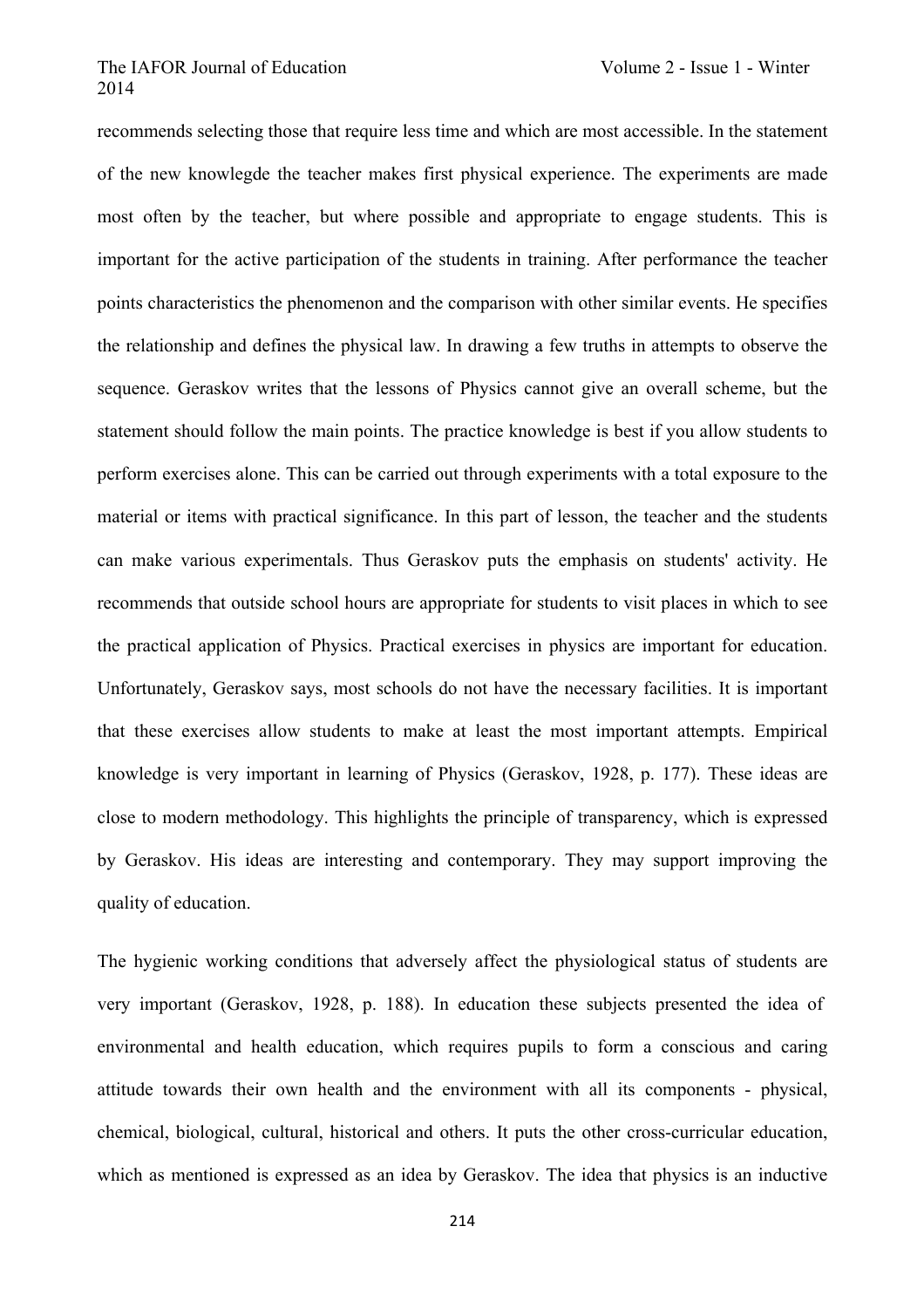recommends selecting those that require less time and which are most accessible. In the statement of the new knowlegde the teacher makes first physical experience. The experiments are made most often by the teacher, but where possible and appropriate to engage students. This is important for the active participation of the students in training. After performance the teacher points characteristics the phenomenon and the comparison with other similar events. He specifies the relationship and defines the physical law. In drawing a few truths in attempts to observe the sequence. Geraskov writes that the lessons of Physics cannot give an overall scheme, but the statement should follow the main points. The practice knowledge is best if you allow students to perform exercises alone. This can be carried out through experiments with a total exposure to the material or items with practical significance. In this part of lesson, the teacher and the students can make various experimentals. Thus Geraskov puts the emphasis on students' activity. He recommends that outside school hours are appropriate for students to visit places in which to see the practical application of Physics. Practical exercises in physics are important for education. Unfortunately, Geraskov says, most schools do not have the necessary facilities. It is important that these exercises allow students to make at least the most important attempts. Empirical knowledge is very important in learning of Physics (Geraskov, 1928, p. 177). These ideas are close to modern methodology. This highlights the principle of transparency, which is expressed by Geraskov. His ideas are interesting and contemporary. They may support improving the quality of education.

The hygienic working conditions that adversely affect the physiological status of students are very important (Geraskov, 1928, p. 188). In education these subjects presented the idea of environmental and health education, which requires pupils to form a conscious and caring attitude towards their own health and the environment with all its components - physical, chemical, biological, cultural, historical and others. It puts the other cross-curricular education, which as mentioned is expressed as an idea by Geraskov. The idea that physics is an inductive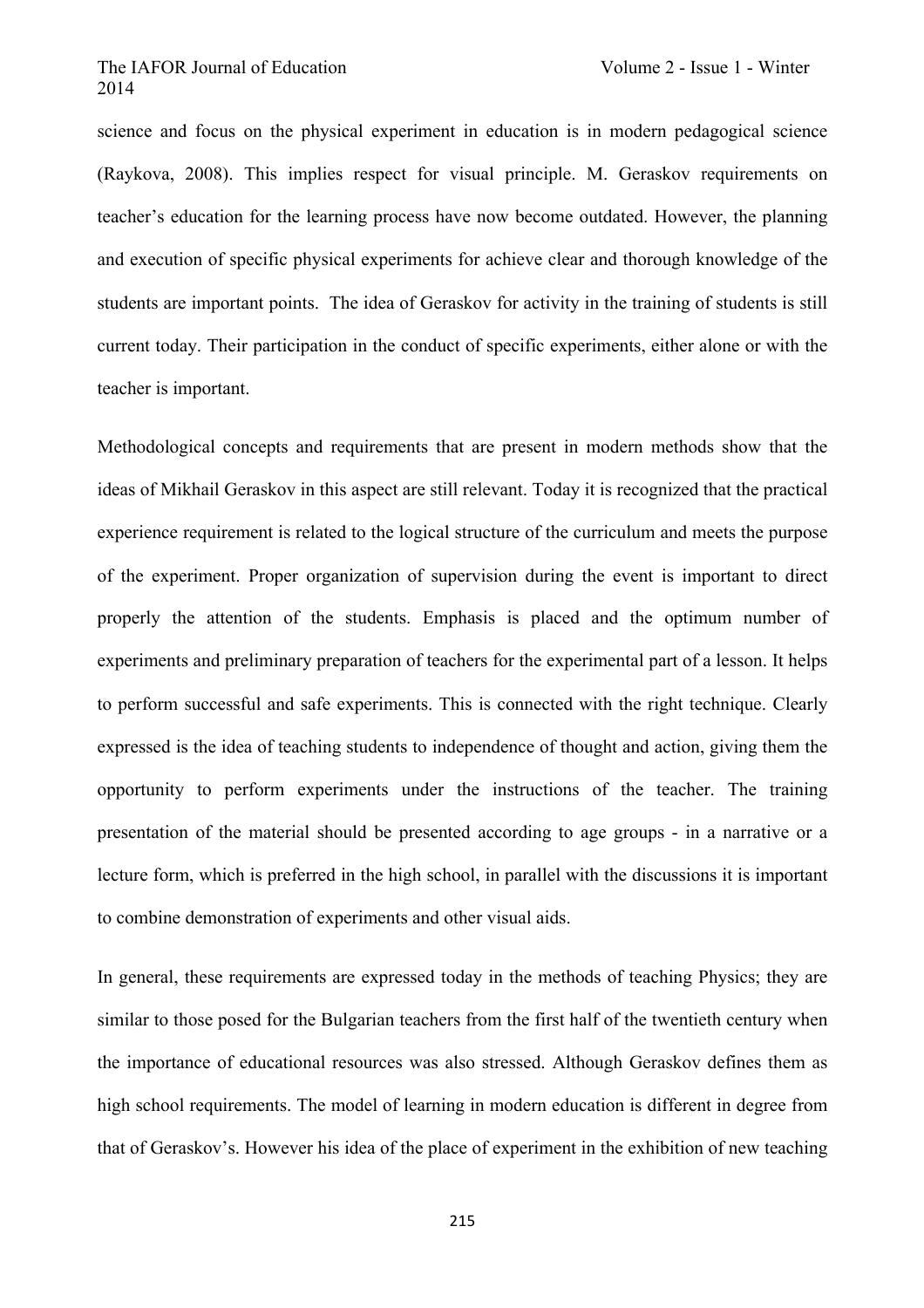science and focus on the physical experiment in education is in modern pedagogical science (Raykova, 2008). This implies respect for visual principle. M. Geraskov requirements on teacher's education for the learning process have now become outdated. However, the planning and execution of specific physical experiments for achieve clear and thorough knowledge of the students are important points. The idea of Geraskov for activity in the training of students is still current today. Their participation in the conduct of specific experiments, either alone or with the teacher is important.

Methodological concepts and requirements that are present in modern methods show that the ideas of Mikhail Geraskov in this aspect are still relevant. Today it is recognized that the practical experience requirement is related to the logical structure of the curriculum and meets the purpose of the experiment. Proper organization of supervision during the event is important to direct properly the attention of the students. Emphasis is placed and the optimum number of experiments and preliminary preparation of teachers for the experimental part of a lesson. It helps to perform successful and safe experiments. This is connected with the right technique. Clearly expressed is the idea of teaching students to independence of thought and action, giving them the opportunity to perform experiments under the instructions of the teacher. The training presentation of the material should be presented according to age groups - in a narrative or a lecture form, which is preferred in the high school, in parallel with the discussions it is important to combine demonstration of experiments and other visual aids.

In general, these requirements are expressed today in the methods of teaching Physics; they are similar to those posed for the Bulgarian teachers from the first half of the twentieth century when the importance of educational resources was also stressed. Although Geraskov defines them as high school requirements. The model of learning in modern education is different in degree from that of Geraskov's. However his idea of the place of experiment in the exhibition of new teaching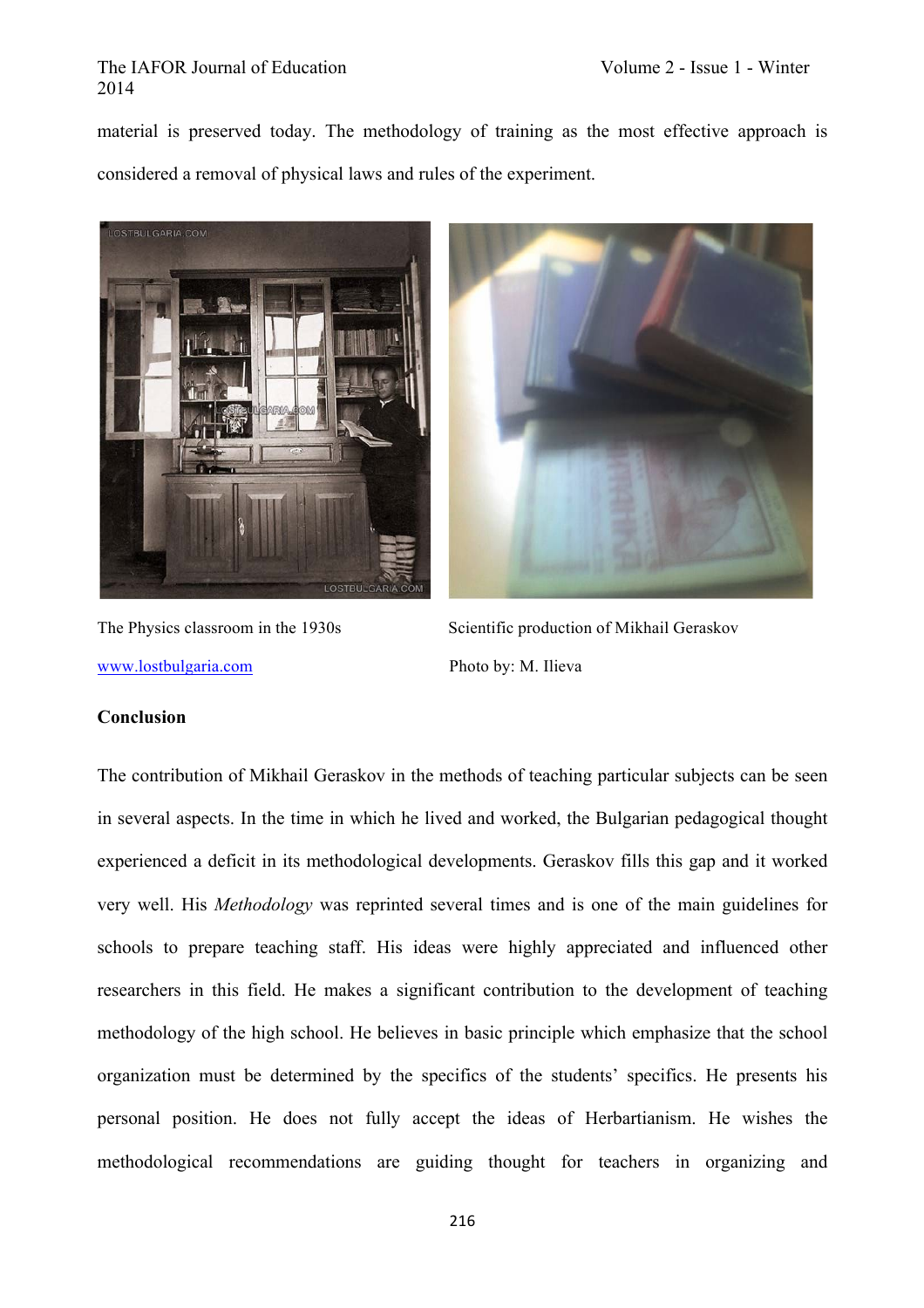material is preserved today. The methodology of training as the most effective approach is considered a removal of physical laws and rules of the experiment.

The Physics classroom in the 1930s

www.lostbulgaria.com

Scientific production of Mikhail Geraskov

Photo by: M. Ilieva

**Conclusion**

The contribution of Mikhail Geraskov in the methods of teaching particular subjects can be seen in several aspects. In the time in which he lived and worked, the Bulgarian pedagogical thought experienced a deficit in its methodological developments. Geraskov fills this gap and it worked very well. His *Methodology* was reprinted several times and is one of the main guidelines for schools to prepare teaching staff. His ideas were highly appreciated and influenced other researchers in this field. He makes a significant contribution to the development of teaching methodology of the high school. He believes in basic principle which emphasize that the school organization must be determined by the specifics of the students' specifics. He presents his personal position. He does not fully accept the ideas of Herbartianism. He wishes the methodological recommendations are guiding thought for teachers in organizing and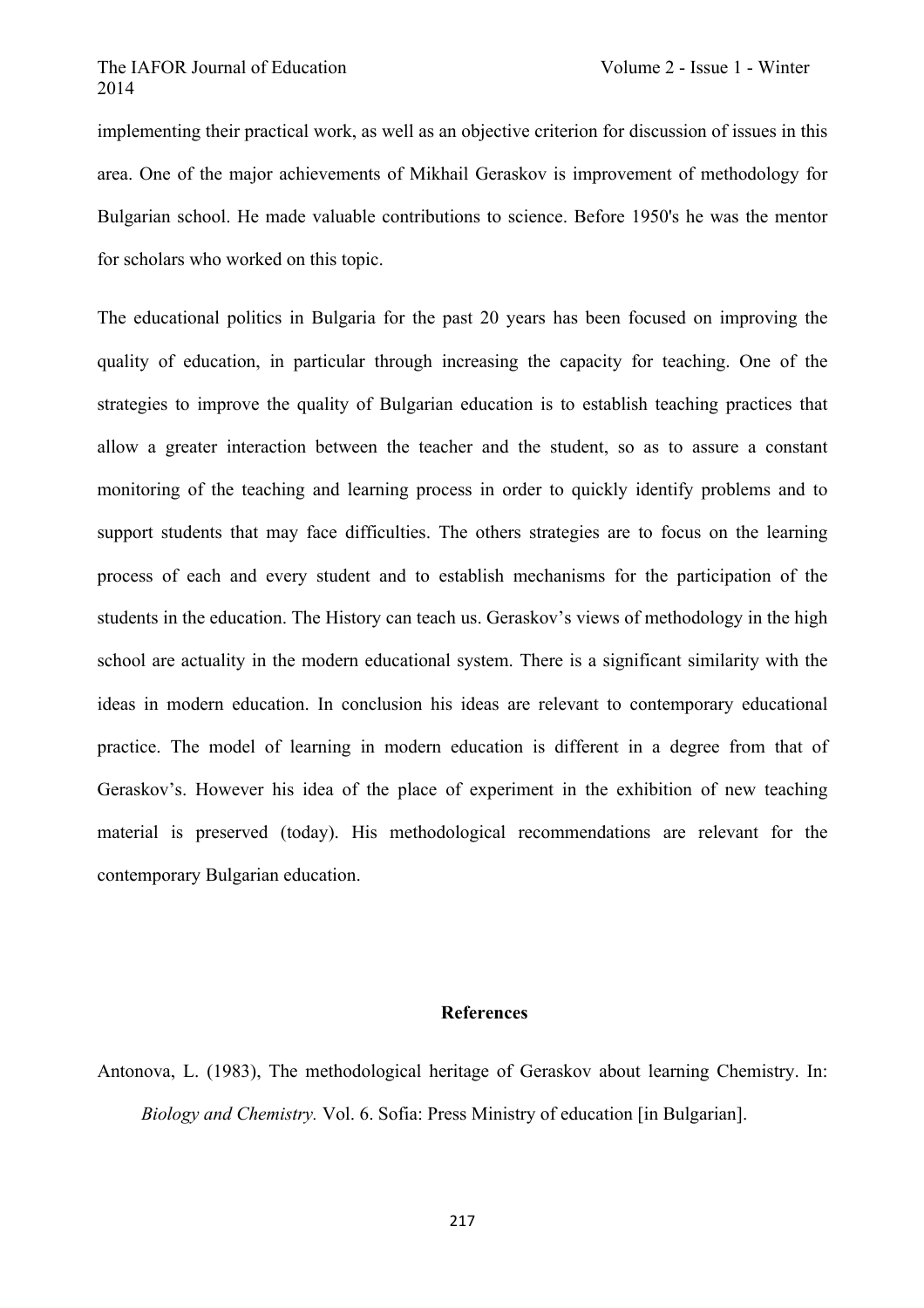implementing their practical work, as well as an objective criterion for discussion of issues in this area. One of the major achievements of Mikhail Geraskov is improvement of methodology for Bulgarian school. He made valuable contributions to science. Before 1950's he was the mentor for scholars who worked on this topic.

The educational politics in Bulgaria for the past 20 years has been focused on improving the quality of education, in particular through increasing the capacity for teaching. One of the strategies to improve the quality of Bulgarian education is to establish teaching practices that allow a greater interaction between the teacher and the student, so as to assure a constant monitoring of the teaching and learning process in order to quickly identify problems and to support students that may face difficulties. The others strategies are to focus on the learning process of each and every student and to establish mechanisms for the participation of the students in the education. The History can teach us. Geraskov's views of methodology in the high school are actuality in the modern educational system. There is a significant similarity with the ideas in modern education. In conclusion his ideas are relevant to contemporary educational practice. The model of learning in modern education is different in a degree from that of Geraskov's. However his idea of the place of experiment in the exhibition of new teaching material is preserved (today). His methodological recommendations are relevant for the contemporary Bulgarian education.

## References

Antonova, L. (1983), The methodological heritage of Geraskov about learning Chemistry. In: *Biology and Chemistry.* Vol. 6. Sofia: Press Ministry of education [in Bulgarian].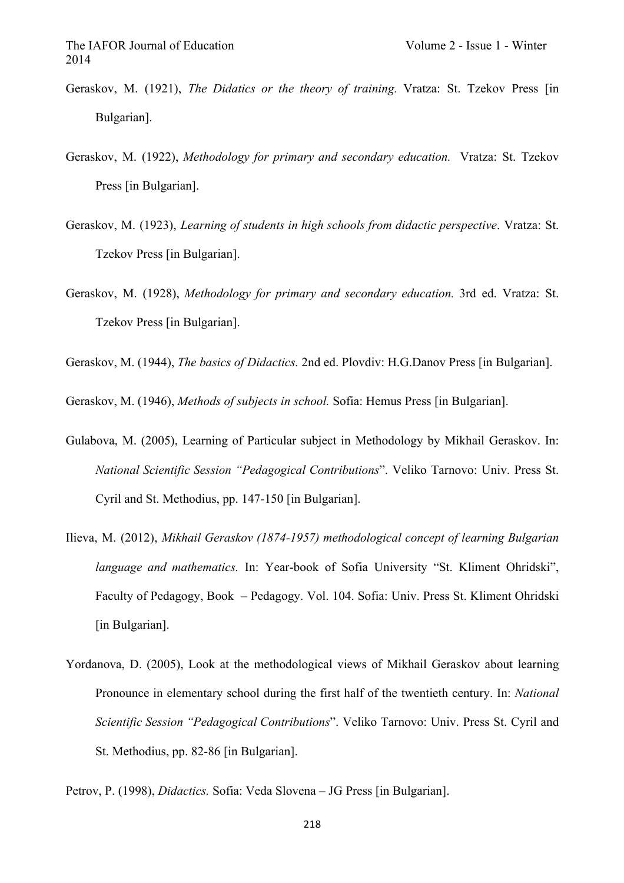Geraskov, M. (1921), *The Didatics or the theory of training.* Vratza: St. Tzekov Press [in Bulgarian].

Geraskov, M. (1922), *Methodology for primary and secondary education.* Vratza: St. Tzekov Press [in Bulgarian].

Geraskov, M. (1923), *Learning of students in high schools from didactic perspective*. Vratza: St. Tzekov Press [in Bulgarian].

Geraskov, M. (1928), *Methodology for primary and secondary education.* 3rd ed. Vratza: St. Tzekov Press [in Bulgarian].

Geraskov, M. (1944), *The basics of Didactics.* 2nd ed. Plovdiv: H.G.Danov Press [in Bulgarian].

Geraskov, M. (1946), *Methods of subjects in school.* Sofia: Hemus Press [in Bulgarian].

Gulabova, M. (2005), Learning of Particular subject in Methodology by Mikhail Geraskov. In: *National Scientific Session "Pedagogical Contributions*". Veliko Tarnovo: Univ. Press St. Cyril and St. Methodius, pp. 147-150 [in Bulgarian].

Ilieva, M. (2012), *Mikhail Geraskov (1874-1957) methodological concept of learning Bulgarian language and mathematics.* In: Year-book of Sofia University "St. Kliment Ohridski", Faculty of Pedagogy, Book – Pedagogy. Vol. 104. Sofia: Univ. Press St. Kliment Ohridski [in Bulgarian].

Yordanova, D. (2005), Look at the methodological views of Mikhail Geraskov about learning Pronounce in elementary school during the first half of the twentieth century. In: *National Scientific Session "Pedagogical Contributions*". Veliko Tarnovo: Univ. Press St. Cyril and St. Methodius, pp. 82-86 [in Bulgarian].

Petrov, P. (1998), *Didactics.* Sofia: Veda Slovena – JG Press [in Bulgarian].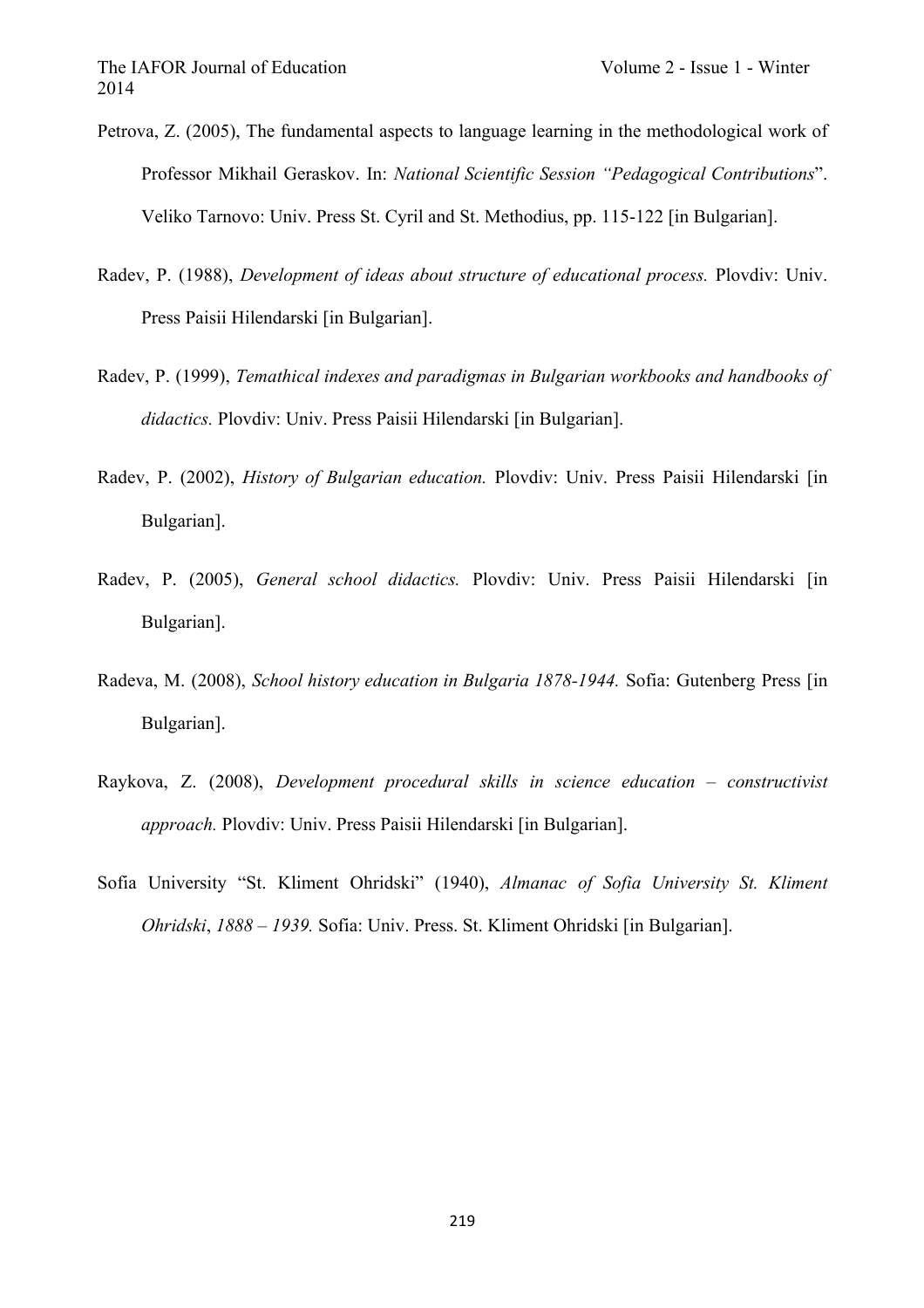Petrova, Z. (2005), The fundamental aspects to language learning in the methodological work of Professor Mikhail Geraskov. In: *National Scientific Session "Pedagogical Contributions*". Veliko Tarnovo: Univ. Press St. Cyril and St. Methodius, pp. 115-122 [in Bulgarian].

Radev, P. (1988), *Development of ideas about structure of educational process.* Plovdiv: Univ. Press Paisii Hilendarski [in Bulgarian].

Radev, P. (1999), *Temathical indexes and paradigmas in Bulgarian workbooks and handbooks of didactics.* Plovdiv: Univ. Press Paisii Hilendarski [in Bulgarian].

Radev, P. (2002), *History of Bulgarian education.* Plovdiv: Univ. Press Paisii Hilendarski [in Bulgarian].

Radev, P. (2005), *General school didactics.* Plovdiv: Univ. Press Paisii Hilendarski [in Bulgarian].

Radeva, M. (2008), *School history education in Bulgaria 1878-1944.* Sofia: Gutenberg Press [in Bulgarian].

Raykova, Z. (2008), *Development procedural skills in science education – constructivist approach.* Plovdiv: Univ. Press Paisii Hilendarski [in Bulgarian].

Sofia University "St. Kliment Ohridski" (1940), *Almanac of Sofia University St. Kliment Ohridski*, *1888 – 1939.* Sofia: Univ. Press. St. Kliment Ohridski [in Bulgarian].